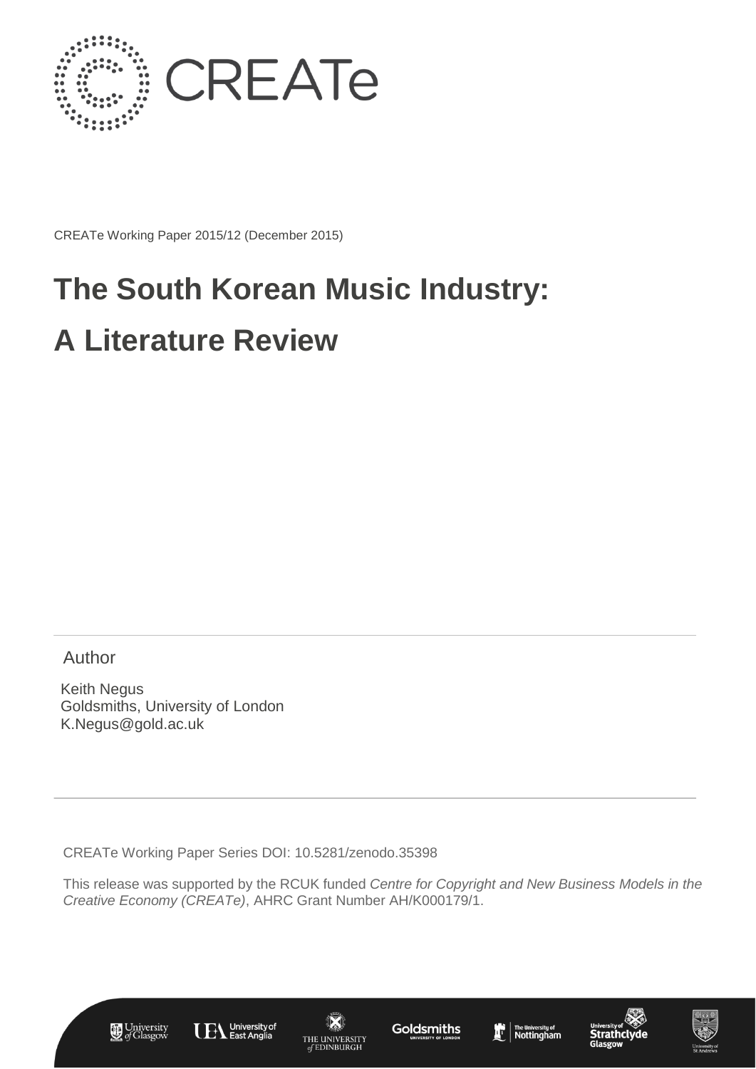CREATe

CREATe Working Paper 2015/12 (December 2015)

# The South Korean Music Industry: A Literature Review

Author

Keith Negus
Goldsmiths, University of London
K.Negus@gold.ac.uk

CREATe Working Paper Series DOI: 10.5281/zenodo.35398

This release was supported by the RCUK funded *Centre for Copyright and New Business Models in the Creative Economy (CREATe)*, AHRC Grant Number AH/K000179/1.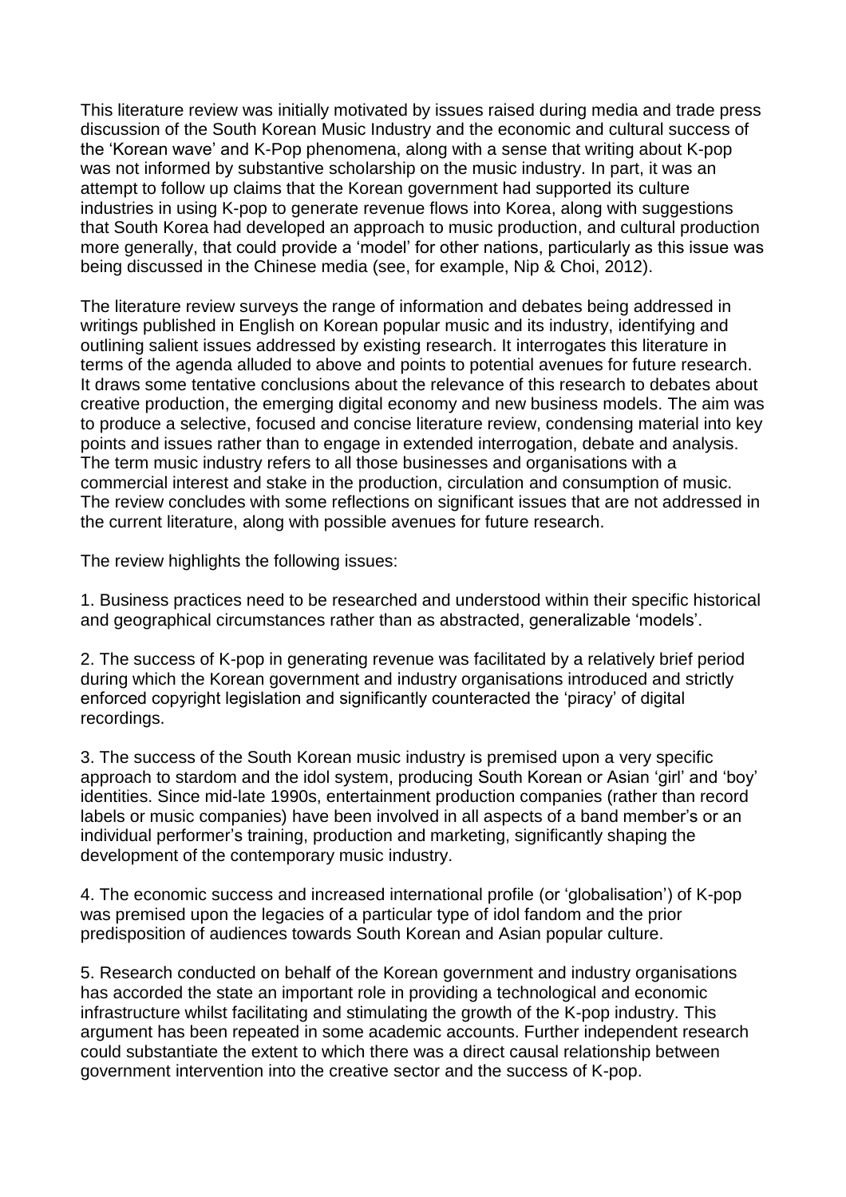This literature review was initially motivated by issues raised during media and trade press discussion of the South Korean Music Industry and the economic and cultural success of the 'Korean wave' and K-Pop phenomena, along with a sense that writing about K-pop was not informed by substantive scholarship on the music industry. In part, it was an attempt to follow up claims that the Korean government had supported its culture industries in using K-pop to generate revenue flows into Korea, along with suggestions that South Korea had developed an approach to music production, and cultural production more generally, that could provide a 'model' for other nations, particularly as this issue was being discussed in the Chinese media (see, for example, Nip & Choi, 2012).

The literature review surveys the range of information and debates being addressed in writings published in English on Korean popular music and its industry, identifying and outlining salient issues addressed by existing research. It interrogates this literature in terms of the agenda alluded to above and points to potential avenues for future research. It draws some tentative conclusions about the relevance of this research to debates about creative production, the emerging digital economy and new business models. The aim was to produce a selective, focused and concise literature review, condensing material into key points and issues rather than to engage in extended interrogation, debate and analysis. The term music industry refers to all those businesses and organisations with a commercial interest and stake in the production, circulation and consumption of music. The review concludes with some reflections on significant issues that are not addressed in the current literature, along with possible avenues for future research.

The review highlights the following issues:

1. Business practices need to be researched and understood within their specific historical and geographical circumstances rather than as abstracted, generalizable 'models'.

2. The success of K-pop in generating revenue was facilitated by a relatively brief period during which the Korean government and industry organisations introduced and strictly enforced copyright legislation and significantly counteracted the 'piracy' of digital recordings.

3. The success of the South Korean music industry is premised upon a very specific approach to stardom and the idol system, producing South Korean or Asian 'girl' and 'boy' identities. Since mid-late 1990s, entertainment production companies (rather than record labels or music companies) have been involved in all aspects of a band member's or an individual performer's training, production and marketing, significantly shaping the development of the contemporary music industry.

4. The economic success and increased international profile (or 'globalisation') of K-pop was premised upon the legacies of a particular type of idol fandom and the prior predisposition of audiences towards South Korean and Asian popular culture.

5. Research conducted on behalf of the Korean government and industry organisations has accorded the state an important role in providing a technological and economic infrastructure whilst facilitating and stimulating the growth of the K-pop industry. This argument has been repeated in some academic accounts. Further independent research could substantiate the extent to which there was a direct causal relationship between government intervention into the creative sector and the success of K-pop.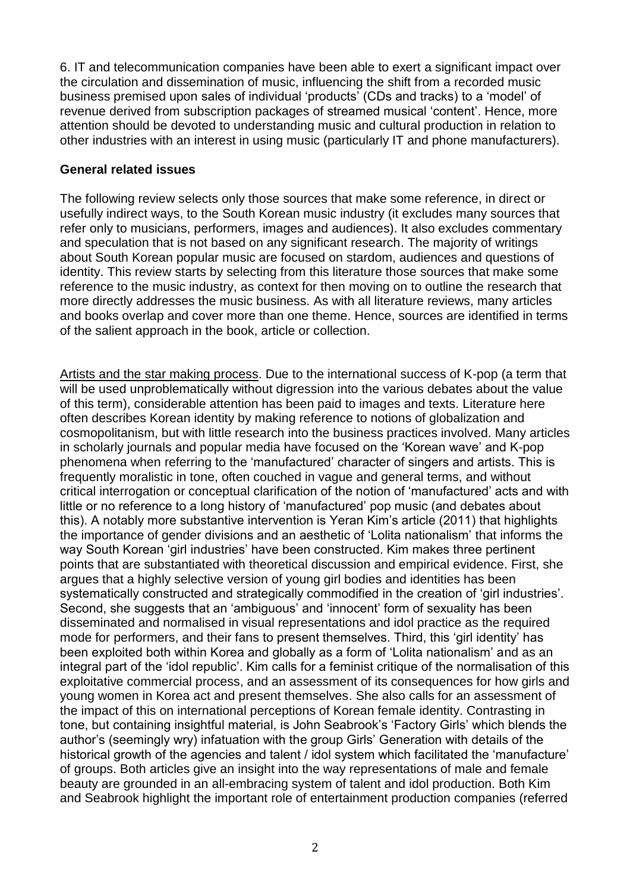6. IT and telecommunication companies have been able to exert a significant impact over the circulation and dissemination of music, influencing the shift from a recorded music business premised upon sales of individual 'products' (CDs and tracks) to a 'model' of revenue derived from subscription packages of streamed musical 'content'. Hence, more attention should be devoted to understanding music and cultural production in relation to other industries with an interest in using music (particularly IT and phone manufacturers).

**General related issues**

The following review selects only those sources that make some reference, in direct or usefully indirect ways, to the South Korean music industry (it excludes many sources that refer only to musicians, performers, images and audiences). It also excludes commentary and speculation that is not based on any significant research. The majority of writings about South Korean popular music are focused on stardom, audiences and questions of identity. This review starts by selecting from this literature those sources that make some reference to the music industry, as context for then moving on to outline the research that more directly addresses the music business. As with all literature reviews, many articles and books overlap and cover more than one theme. Hence, sources are identified in terms of the salient approach in the book, article or collection.

<u>Artists and the star making process</u>. Due to the international success of K-pop (a term that will be used unproblematically without digression into the various debates about the value of this term), considerable attention has been paid to images and texts. Literature here often describes Korean identity by making reference to notions of globalization and cosmopolitanism, but with little research into the business practices involved. Many articles in scholarly journals and popular media have focused on the 'Korean wave' and K-pop phenomena when referring to the 'manufactured' character of singers and artists. This is frequently moralistic in tone, often couched in vague and general terms, and without critical interrogation or conceptual clarification of the notion of 'manufactured' acts and with little or no reference to a long history of 'manufactured' pop music (and debates about this). A notably more substantive intervention is Yeran Kim's article (2011) that highlights the importance of gender divisions and an aesthetic of 'Lolita nationalism' that informs the way South Korean 'girl industries' have been constructed. Kim makes three pertinent points that are substantiated with theoretical discussion and empirical evidence. First, she argues that a highly selective version of young girl bodies and identities has been systematically constructed and strategically commodified in the creation of 'girl industries'. Second, she suggests that an 'ambiguous' and 'innocent' form of sexuality has been disseminated and normalised in visual representations and idol practice as the required mode for performers, and their fans to present themselves. Third, this 'girl identity' has been exploited both within Korea and globally as a form of 'Lolita nationalism' and as an integral part of the 'idol republic'. Kim calls for a feminist critique of the normalisation of this exploitative commercial process, and an assessment of its consequences for how girls and young women in Korea act and present themselves. She also calls for an assessment of the impact of this on international perceptions of Korean female identity. Contrasting in tone, but containing insightful material, is John Seabrook's 'Factory Girls' which blends the author's (seemingly wry) infatuation with the group Girls' Generation with details of the historical growth of the agencies and talent / idol system which facilitated the 'manufacture' of groups. Both articles give an insight into the way representations of male and female beauty are grounded in an all-embracing system of talent and idol production. Both Kim and Seabrook highlight the important role of entertainment production companies (referred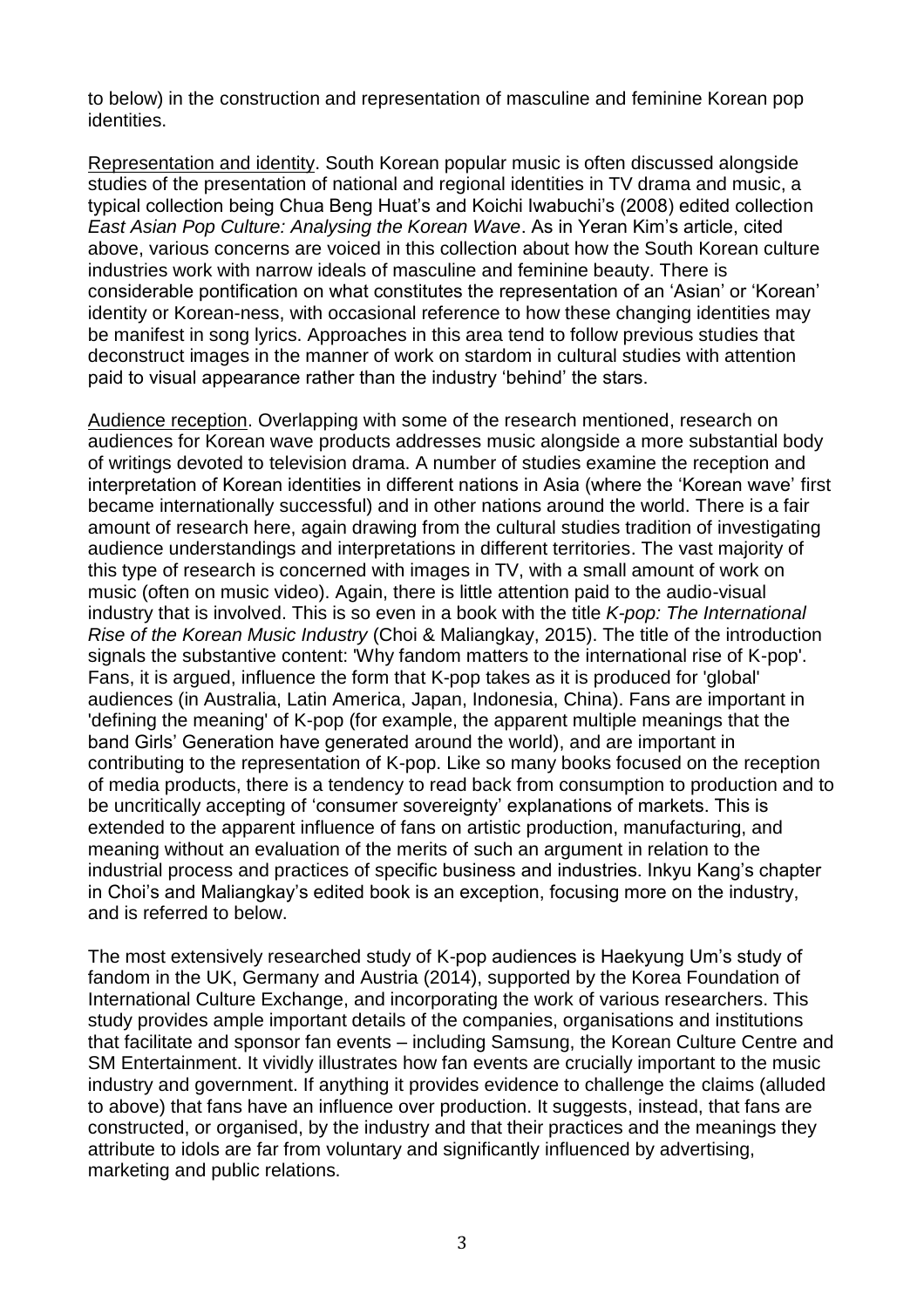to below) in the construction and representation of masculine and feminine Korean pop identities.

Representation and identity. South Korean popular music is often discussed alongside studies of the presentation of national and regional identities in TV drama and music, a typical collection being Chua Beng Huat's and Koichi Iwabuchi's (2008) edited collection *East Asian Pop Culture: Analysing the Korean Wave*. As in Yeran Kim's article, cited above, various concerns are voiced in this collection about how the South Korean culture industries work with narrow ideals of masculine and feminine beauty. There is considerable pontification on what constitutes the representation of an 'Asian' or 'Korean' identity or Korean-ness, with occasional reference to how these changing identities may be manifest in song lyrics. Approaches in this area tend to follow previous studies that deconstruct images in the manner of work on stardom in cultural studies with attention paid to visual appearance rather than the industry 'behind' the stars.

Audience reception. Overlapping with some of the research mentioned, research on audiences for Korean wave products addresses music alongside a more substantial body of writings devoted to television drama. A number of studies examine the reception and interpretation of Korean identities in different nations in Asia (where the 'Korean wave' first became internationally successful) and in other nations around the world. There is a fair amount of research here, again drawing from the cultural studies tradition of investigating audience understandings and interpretations in different territories. The vast majority of this type of research is concerned with images in TV, with a small amount of work on music (often on music video). Again, there is little attention paid to the audio-visual industry that is involved. This is so even in a book with the title *K-pop: The International Rise of the Korean Music Industry* (Choi & Maliangkay, 2015). The title of the introduction signals the substantive content: 'Why fandom matters to the international rise of K-pop'. Fans, it is argued, influence the form that K-pop takes as it is produced for 'global' audiences (in Australia, Latin America, Japan, Indonesia, China). Fans are important in 'defining the meaning' of K-pop (for example, the apparent multiple meanings that the band Girls' Generation have generated around the world), and are important in contributing to the representation of K-pop. Like so many books focused on the reception of media products, there is a tendency to read back from consumption to production and to be uncritically accepting of 'consumer sovereignty' explanations of markets. This is extended to the apparent influence of fans on artistic production, manufacturing, and meaning without an evaluation of the merits of such an argument in relation to the industrial process and practices of specific business and industries. Inkyu Kang's chapter in Choi's and Maliangkay's edited book is an exception, focusing more on the industry, and is referred to below.

The most extensively researched study of K-pop audiences is Haekyung Um's study of fandom in the UK, Germany and Austria (2014), supported by the Korea Foundation of International Culture Exchange, and incorporating the work of various researchers. This study provides ample important details of the companies, organisations and institutions that facilitate and sponsor fan events – including Samsung, the Korean Culture Centre and SM Entertainment. It vividly illustrates how fan events are crucially important to the music industry and government. If anything it provides evidence to challenge the claims (alluded to above) that fans have an influence over production. It suggests, instead, that fans are constructed, or organised, by the industry and that their practices and the meanings they attribute to idols are far from voluntary and significantly influenced by advertising, marketing and public relations.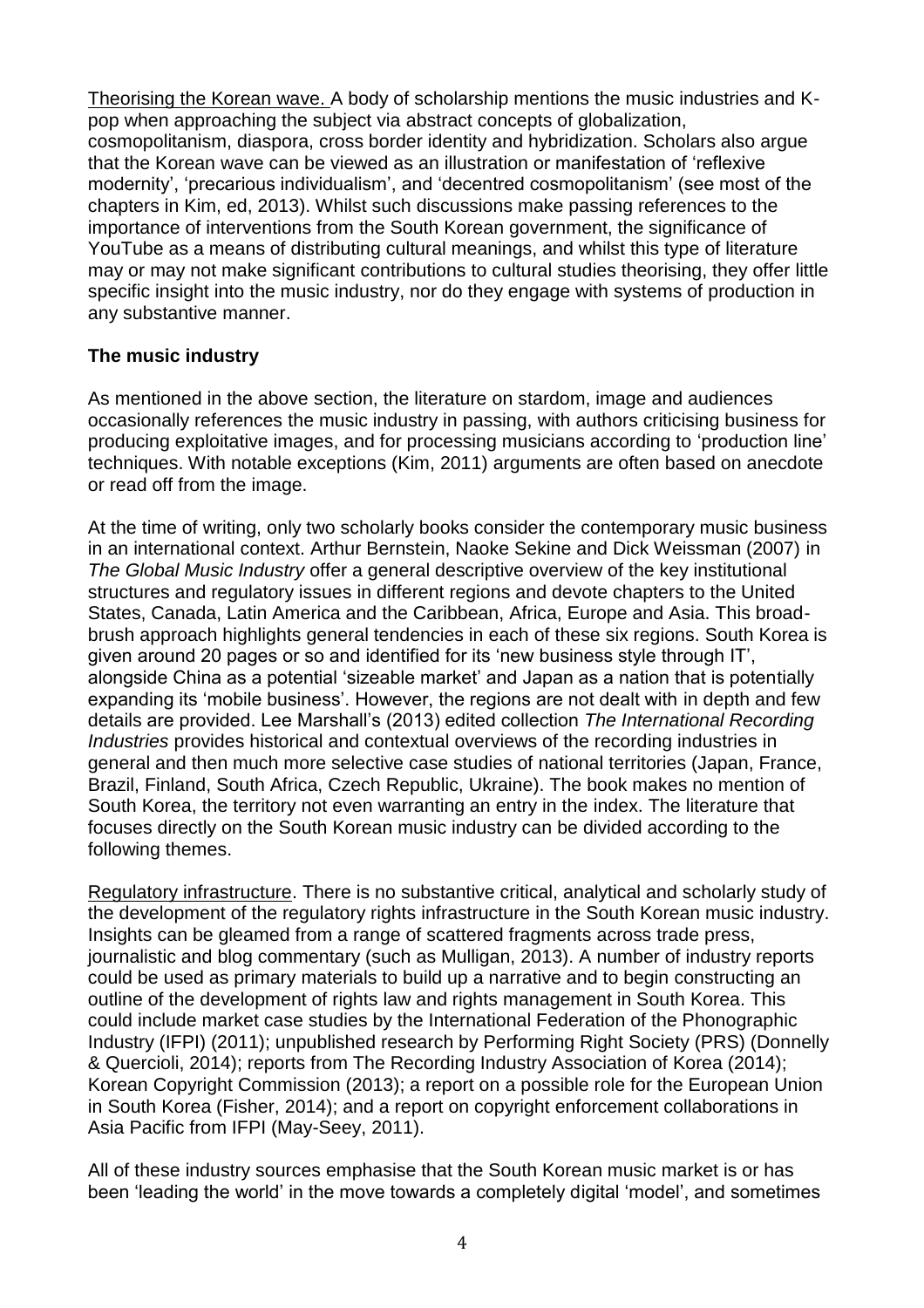Theorising the Korean wave. A body of scholarship mentions the music industries and K-pop when approaching the subject via abstract concepts of globalization, cosmopolitanism, diaspora, cross border identity and hybridization. Scholars also argue that the Korean wave can be viewed as an illustration or manifestation of 'reflexive modernity', 'precarious individualism', and 'decentred cosmopolitanism' (see most of the chapters in Kim, ed, 2013). Whilst such discussions make passing references to the importance of interventions from the South Korean government, the significance of YouTube as a means of distributing cultural meanings, and whilst this type of literature may or may not make significant contributions to cultural studies theorising, they offer little specific insight into the music industry, nor do they engage with systems of production in any substantive manner.

## The music industry

As mentioned in the above section, the literature on stardom, image and audiences occasionally references the music industry in passing, with authors criticising business for producing exploitative images, and for processing musicians according to 'production line' techniques. With notable exceptions (Kim, 2011) arguments are often based on anecdote or read off from the image.

At the time of writing, only two scholarly books consider the contemporary music business in an international context. Arthur Bernstein, Naoke Sekine and Dick Weissman (2007) in *The Global Music Industry* offer a general descriptive overview of the key institutional structures and regulatory issues in different regions and devote chapters to the United States, Canada, Latin America and the Caribbean, Africa, Europe and Asia. This broad-brush approach highlights general tendencies in each of these six regions. South Korea is given around 20 pages or so and identified for its 'new business style through IT', alongside China as a potential 'sizeable market' and Japan as a nation that is potentially expanding its 'mobile business'. However, the regions are not dealt with in depth and few details are provided. Lee Marshall's (2013) edited collection *The International Recording Industries* provides historical and contextual overviews of the recording industries in general and then much more selective case studies of national territories (Japan, France, Brazil, Finland, South Africa, Czech Republic, Ukraine). The book makes no mention of South Korea, the territory not even warranting an entry in the index. The literature that focuses directly on the South Korean music industry can be divided according to the following themes.

Regulatory infrastructure. There is no substantive critical, analytical and scholarly study of the development of the regulatory rights infrastructure in the South Korean music industry. Insights can be gleamed from a range of scattered fragments across trade press, journalistic and blog commentary (such as Mulligan, 2013). A number of industry reports could be used as primary materials to build up a narrative and to begin constructing an outline of the development of rights law and rights management in South Korea. This could include market case studies by the International Federation of the Phonographic Industry (IFPI) (2011); unpublished research by Performing Right Society (PRS) (Donnelly & Quercioli, 2014); reports from The Recording Industry Association of Korea (2014); Korean Copyright Commission (2013); a report on a possible role for the European Union in South Korea (Fisher, 2014); and a report on copyright enforcement collaborations in Asia Pacific from IFPI (May-Seey, 2011).

All of these industry sources emphasise that the South Korean music market is or has been 'leading the world' in the move towards a completely digital 'model', and sometimes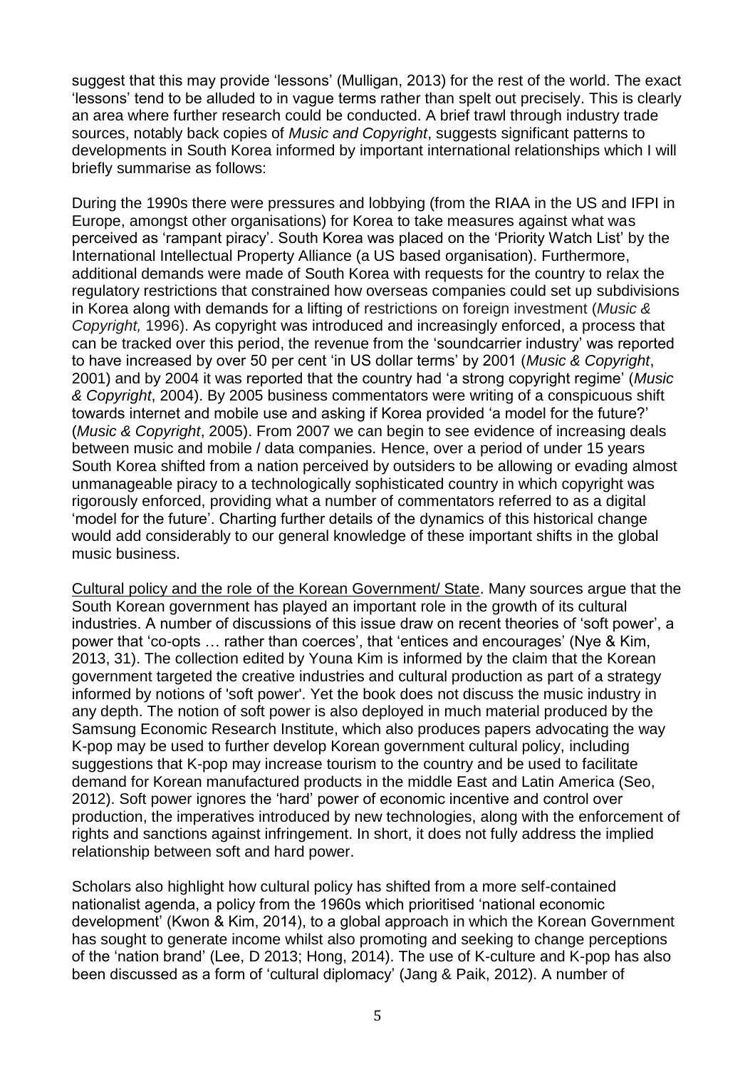suggest that this may provide 'lessons' (Mulligan, 2013) for the rest of the world. The exact 'lessons' tend to be alluded to in vague terms rather than spelt out precisely. This is clearly an area where further research could be conducted. A brief trawl through industry trade sources, notably back copies of *Music and Copyright*, suggests significant patterns to developments in South Korea informed by important international relationships which I will briefly summarise as follows:

During the 1990s there were pressures and lobbying (from the RIAA in the US and IFPI in Europe, amongst other organisations) for Korea to take measures against what was perceived as 'rampant piracy'. South Korea was placed on the 'Priority Watch List' by the International Intellectual Property Alliance (a US based organisation). Furthermore, additional demands were made of South Korea with requests for the country to relax the regulatory restrictions that constrained how overseas companies could set up subdivisions in Korea along with demands for a lifting of restrictions on foreign investment (*Music & Copyright,* 1996). As copyright was introduced and increasingly enforced, a process that can be tracked over this period, the revenue from the 'soundcarrier industry' was reported to have increased by over 50 per cent 'in US dollar terms' by 2001 (*Music & Copyright*, 2001) and by 2004 it was reported that the country had 'a strong copyright regime' (*Music & Copyright*, 2004). By 2005 business commentators were writing of a conspicuous shift towards internet and mobile use and asking if Korea provided 'a model for the future?' (*Music & Copyright*, 2005). From 2007 we can begin to see evidence of increasing deals between music and mobile / data companies. Hence, over a period of under 15 years South Korea shifted from a nation perceived by outsiders to be allowing or evading almost unmanageable piracy to a technologically sophisticated country in which copyright was rigorously enforced, providing what a number of commentators referred to as a digital 'model for the future'. Charting further details of the dynamics of this historical change would add considerably to our general knowledge of these important shifts in the global music business.

Cultural policy and the role of the Korean Government/ State. Many sources argue that the South Korean government has played an important role in the growth of its cultural industries. A number of discussions of this issue draw on recent theories of 'soft power', a power that 'co-opts … rather than coerces', that 'entices and encourages' (Nye & Kim, 2013, 31). The collection edited by Youna Kim is informed by the claim that the Korean government targeted the creative industries and cultural production as part of a strategy informed by notions of 'soft power'. Yet the book does not discuss the music industry in any depth. The notion of soft power is also deployed in much material produced by the Samsung Economic Research Institute, which also produces papers advocating the way K-pop may be used to further develop Korean government cultural policy, including suggestions that K-pop may increase tourism to the country and be used to facilitate demand for Korean manufactured products in the middle East and Latin America (Seo, 2012). Soft power ignores the 'hard' power of economic incentive and control over production, the imperatives introduced by new technologies, along with the enforcement of rights and sanctions against infringement. In short, it does not fully address the implied relationship between soft and hard power.

Scholars also highlight how cultural policy has shifted from a more self-contained nationalist agenda, a policy from the 1960s which prioritised 'national economic development' (Kwon & Kim, 2014), to a global approach in which the Korean Government has sought to generate income whilst also promoting and seeking to change perceptions of the 'nation brand' (Lee, D 2013; Hong, 2014). The use of K-culture and K-pop has also been discussed as a form of 'cultural diplomacy' (Jang & Paik, 2012). A number of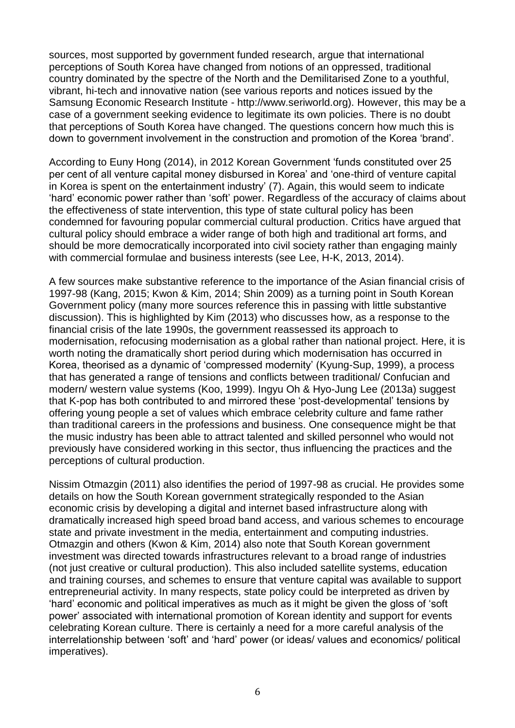sources, most supported by government funded research, argue that international perceptions of South Korea have changed from notions of an oppressed, traditional country dominated by the spectre of the North and the Demilitarised Zone to a youthful, vibrant, hi-tech and innovative nation (see various reports and notices issued by the Samsung Economic Research Institute - http://www.seriworld.org). However, this may be a case of a government seeking evidence to legitimate its own policies. There is no doubt that perceptions of South Korea have changed. The questions concern how much this is down to government involvement in the construction and promotion of the Korea 'brand'.

According to Euny Hong (2014), in 2012 Korean Government 'funds constituted over 25 per cent of all venture capital money disbursed in Korea' and 'one-third of venture capital in Korea is spent on the entertainment industry' (7). Again, this would seem to indicate 'hard' economic power rather than 'soft' power. Regardless of the accuracy of claims about the effectiveness of state intervention, this type of state cultural policy has been condemned for favouring popular commercial cultural production. Critics have argued that cultural policy should embrace a wider range of both high and traditional art forms, and should be more democratically incorporated into civil society rather than engaging mainly with commercial formulae and business interests (see Lee, H-K, 2013, 2014).

A few sources make substantive reference to the importance of the Asian financial crisis of 1997-98 (Kang, 2015; Kwon & Kim, 2014; Shin 2009) as a turning point in South Korean Government policy (many more sources reference this in passing with little substantive discussion). This is highlighted by Kim (2013) who discusses how, as a response to the financial crisis of the late 1990s, the government reassessed its approach to modernisation, refocusing modernisation as a global rather than national project. Here, it is worth noting the dramatically short period during which modernisation has occurred in Korea, theorised as a dynamic of 'compressed modernity' (Kyung-Sup, 1999), a process that has generated a range of tensions and conflicts between traditional/ Confucian and modern/ western value systems (Koo, 1999). Ingyu Oh & Hyo-Jung Lee (2013a) suggest that K-pop has both contributed to and mirrored these 'post-developmental' tensions by offering young people a set of values which embrace celebrity culture and fame rather than traditional careers in the professions and business. One consequence might be that the music industry has been able to attract talented and skilled personnel who would not previously have considered working in this sector, thus influencing the practices and the perceptions of cultural production.

Nissim Otmazgin (2011) also identifies the period of 1997-98 as crucial. He provides some details on how the South Korean government strategically responded to the Asian economic crisis by developing a digital and internet based infrastructure along with dramatically increased high speed broad band access, and various schemes to encourage state and private investment in the media, entertainment and computing industries. Otmazgin and others (Kwon & Kim, 2014) also note that South Korean government investment was directed towards infrastructures relevant to a broad range of industries (not just creative or cultural production). This also included satellite systems, education and training courses, and schemes to ensure that venture capital was available to support entrepreneurial activity. In many respects, state policy could be interpreted as driven by 'hard' economic and political imperatives as much as it might be given the gloss of 'soft power' associated with international promotion of Korean identity and support for events celebrating Korean culture. There is certainly a need for a more careful analysis of the interrelationship between 'soft' and 'hard' power (or ideas/ values and economics/ political imperatives).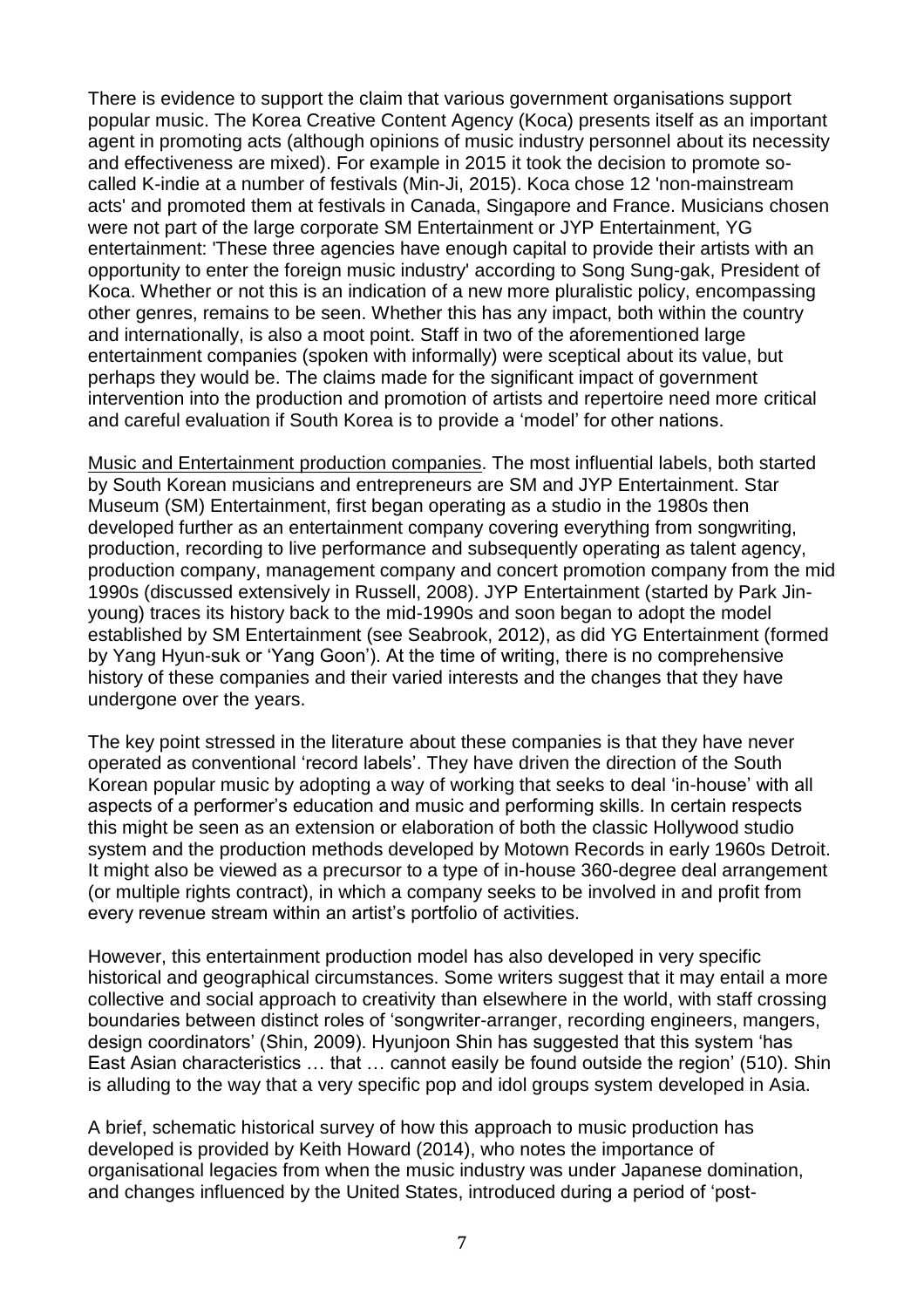There is evidence to support the claim that various government organisations support popular music. The Korea Creative Content Agency (Koca) presents itself as an important agent in promoting acts (although opinions of music industry personnel about its necessity and effectiveness are mixed). For example in 2015 it took the decision to promote so-called K-indie at a number of festivals (Min-Ji, 2015). Koca chose 12 'non-mainstream acts' and promoted them at festivals in Canada, Singapore and France. Musicians chosen were not part of the large corporate SM Entertainment or JYP Entertainment, YG entertainment: 'These three agencies have enough capital to provide their artists with an opportunity to enter the foreign music industry' according to Song Sung-gak, President of Koca. Whether or not this is an indication of a new more pluralistic policy, encompassing other genres, remains to be seen. Whether this has any impact, both within the country and internationally, is also a moot point. Staff in two of the aforementioned large entertainment companies (spoken with informally) were sceptical about its value, but perhaps they would be. The claims made for the significant impact of government intervention into the production and promotion of artists and repertoire need more critical and careful evaluation if South Korea is to provide a 'model' for other nations.

<u>Music and Entertainment production companies</u>. The most influential labels, both started by South Korean musicians and entrepreneurs are SM and JYP Entertainment. Star Museum (SM) Entertainment, first began operating as a studio in the 1980s then developed further as an entertainment company covering everything from songwriting, production, recording to live performance and subsequently operating as talent agency, production company, management company and concert promotion company from the mid 1990s (discussed extensively in Russell, 2008). JYP Entertainment (started by Park Jin-young) traces its history back to the mid-1990s and soon began to adopt the model established by SM Entertainment (see Seabrook, 2012), as did YG Entertainment (formed by Yang Hyun-suk or 'Yang Goon'). At the time of writing, there is no comprehensive history of these companies and their varied interests and the changes that they have undergone over the years.

The key point stressed in the literature about these companies is that they have never operated as conventional 'record labels'. They have driven the direction of the South Korean popular music by adopting a way of working that seeks to deal 'in-house' with all aspects of a performer's education and music and performing skills. In certain respects this might be seen as an extension or elaboration of both the classic Hollywood studio system and the production methods developed by Motown Records in early 1960s Detroit. It might also be viewed as a precursor to a type of in-house 360-degree deal arrangement (or multiple rights contract), in which a company seeks to be involved in and profit from every revenue stream within an artist's portfolio of activities.

However, this entertainment production model has also developed in very specific historical and geographical circumstances. Some writers suggest that it may entail a more collective and social approach to creativity than elsewhere in the world, with staff crossing boundaries between distinct roles of 'songwriter-arranger, recording engineers, mangers, design coordinators' (Shin, 2009). Hyunjoon Shin has suggested that this system 'has East Asian characteristics … that … cannot easily be found outside the region' (510). Shin is alluding to the way that a very specific pop and idol groups system developed in Asia.

A brief, schematic historical survey of how this approach to music production has developed is provided by Keith Howard (2014), who notes the importance of organisational legacies from when the music industry was under Japanese domination, and changes influenced by the United States, introduced during a period of 'post-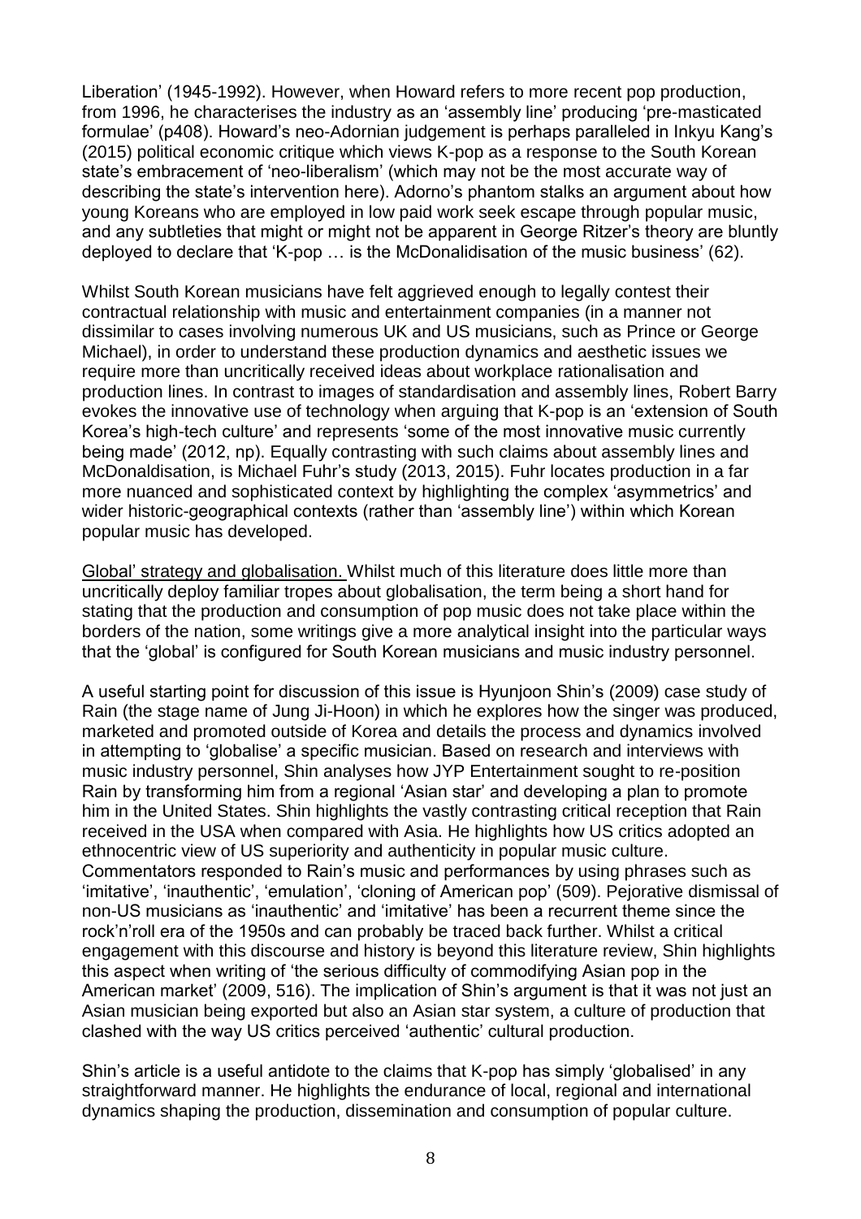Liberation' (1945-1992). However, when Howard refers to more recent pop production, from 1996, he characterises the industry as an 'assembly line' producing 'pre-masticated formulae' (p408). Howard's neo-Adornian judgement is perhaps paralleled in Inkyu Kang's (2015) political economic critique which views K-pop as a response to the South Korean state's embracement of 'neo-liberalism' (which may not be the most accurate way of describing the state's intervention here). Adorno's phantom stalks an argument about how young Koreans who are employed in low paid work seek escape through popular music, and any subtleties that might or might not be apparent in George Ritzer's theory are bluntly deployed to declare that 'K-pop … is the McDonalidisation of the music business' (62).

Whilst South Korean musicians have felt aggrieved enough to legally contest their contractual relationship with music and entertainment companies (in a manner not dissimilar to cases involving numerous UK and US musicians, such as Prince or George Michael), in order to understand these production dynamics and aesthetic issues we require more than uncritically received ideas about workplace rationalisation and production lines. In contrast to images of standardisation and assembly lines, Robert Barry evokes the innovative use of technology when arguing that K-pop is an 'extension of South Korea's high-tech culture' and represents 'some of the most innovative music currently being made' (2012, np). Equally contrasting with such claims about assembly lines and McDonaldisation, is Michael Fuhr's study (2013, 2015). Fuhr locates production in a far more nuanced and sophisticated context by highlighting the complex 'asymmetrics' and wider historic-geographical contexts (rather than 'assembly line') within which Korean popular music has developed.

<u>Global' strategy and globalisation.</u> Whilst much of this literature does little more than uncritically deploy familiar tropes about globalisation, the term being a short hand for stating that the production and consumption of pop music does not take place within the borders of the nation, some writings give a more analytical insight into the particular ways that the 'global' is configured for South Korean musicians and music industry personnel.

A useful starting point for discussion of this issue is Hyunjoon Shin's (2009) case study of Rain (the stage name of Jung Ji-Hoon) in which he explores how the singer was produced, marketed and promoted outside of Korea and details the process and dynamics involved in attempting to 'globalise' a specific musician. Based on research and interviews with music industry personnel, Shin analyses how JYP Entertainment sought to re-position Rain by transforming him from a regional 'Asian star' and developing a plan to promote him in the United States. Shin highlights the vastly contrasting critical reception that Rain received in the USA when compared with Asia. He highlights how US critics adopted an ethnocentric view of US superiority and authenticity in popular music culture. Commentators responded to Rain's music and performances by using phrases such as 'imitative', 'inauthentic', 'emulation', 'cloning of American pop' (509). Pejorative dismissal of non-US musicians as 'inauthentic' and 'imitative' has been a recurrent theme since the rock'n'roll era of the 1950s and can probably be traced back further. Whilst a critical engagement with this discourse and history is beyond this literature review, Shin highlights this aspect when writing of 'the serious difficulty of commodifying Asian pop in the American market' (2009, 516). The implication of Shin's argument is that it was not just an Asian musician being exported but also an Asian star system, a culture of production that clashed with the way US critics perceived 'authentic' cultural production.

Shin's article is a useful antidote to the claims that K-pop has simply 'globalised' in any straightforward manner. He highlights the endurance of local, regional and international dynamics shaping the production, dissemination and consumption of popular culture.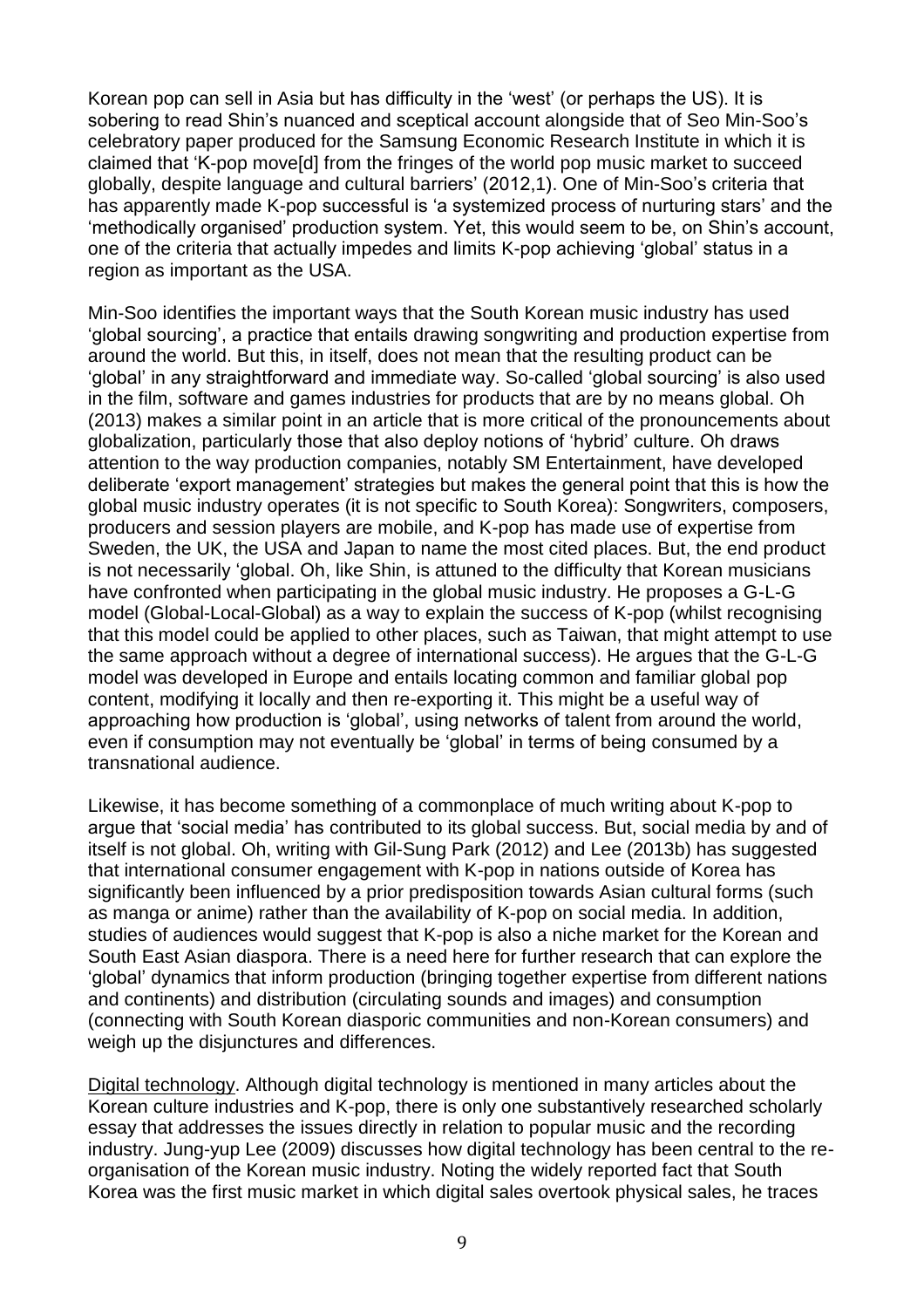Korean pop can sell in Asia but has difficulty in the 'west' (or perhaps the US). It is sobering to read Shin's nuanced and sceptical account alongside that of Seo Min-Soo's celebratory paper produced for the Samsung Economic Research Institute in which it is claimed that 'K-pop move[d] from the fringes of the world pop music market to succeed globally, despite language and cultural barriers' (2012,1). One of Min-Soo's criteria that has apparently made K-pop successful is 'a systemized process of nurturing stars' and the 'methodically organised' production system. Yet, this would seem to be, on Shin's account, one of the criteria that actually impedes and limits K-pop achieving 'global' status in a region as important as the USA.

Min-Soo identifies the important ways that the South Korean music industry has used 'global sourcing', a practice that entails drawing songwriting and production expertise from around the world. But this, in itself, does not mean that the resulting product can be 'global' in any straightforward and immediate way. So-called 'global sourcing' is also used in the film, software and games industries for products that are by no means global. Oh (2013) makes a similar point in an article that is more critical of the pronouncements about globalization, particularly those that also deploy notions of 'hybrid' culture. Oh draws attention to the way production companies, notably SM Entertainment, have developed deliberate 'export management' strategies but makes the general point that this is how the global music industry operates (it is not specific to South Korea): Songwriters, composers, producers and session players are mobile, and K-pop has made use of expertise from Sweden, the UK, the USA and Japan to name the most cited places. But, the end product is not necessarily 'global. Oh, like Shin, is attuned to the difficulty that Korean musicians have confronted when participating in the global music industry. He proposes a G-L-G model (Global-Local-Global) as a way to explain the success of K-pop (whilst recognising that this model could be applied to other places, such as Taiwan, that might attempt to use the same approach without a degree of international success). He argues that the G-L-G model was developed in Europe and entails locating common and familiar global pop content, modifying it locally and then re-exporting it. This might be a useful way of approaching how production is 'global', using networks of talent from around the world, even if consumption may not eventually be 'global' in terms of being consumed by a transnational audience.

Likewise, it has become something of a commonplace of much writing about K-pop to argue that 'social media' has contributed to its global success. But, social media by and of itself is not global. Oh, writing with Gil-Sung Park (2012) and Lee (2013b) has suggested that international consumer engagement with K-pop in nations outside of Korea has significantly been influenced by a prior predisposition towards Asian cultural forms (such as manga or anime) rather than the availability of K-pop on social media. In addition, studies of audiences would suggest that K-pop is also a niche market for the Korean and South East Asian diaspora. There is a need here for further research that can explore the 'global' dynamics that inform production (bringing together expertise from different nations and continents) and distribution (circulating sounds and images) and consumption (connecting with South Korean diasporic communities and non-Korean consumers) and weigh up the disjunctures and differences.

Digital technology. Although digital technology is mentioned in many articles about the Korean culture industries and K-pop, there is only one substantively researched scholarly essay that addresses the issues directly in relation to popular music and the recording industry. Jung-yup Lee (2009) discusses how digital technology has been central to the re-organisation of the Korean music industry. Noting the widely reported fact that South Korea was the first music market in which digital sales overtook physical sales, he traces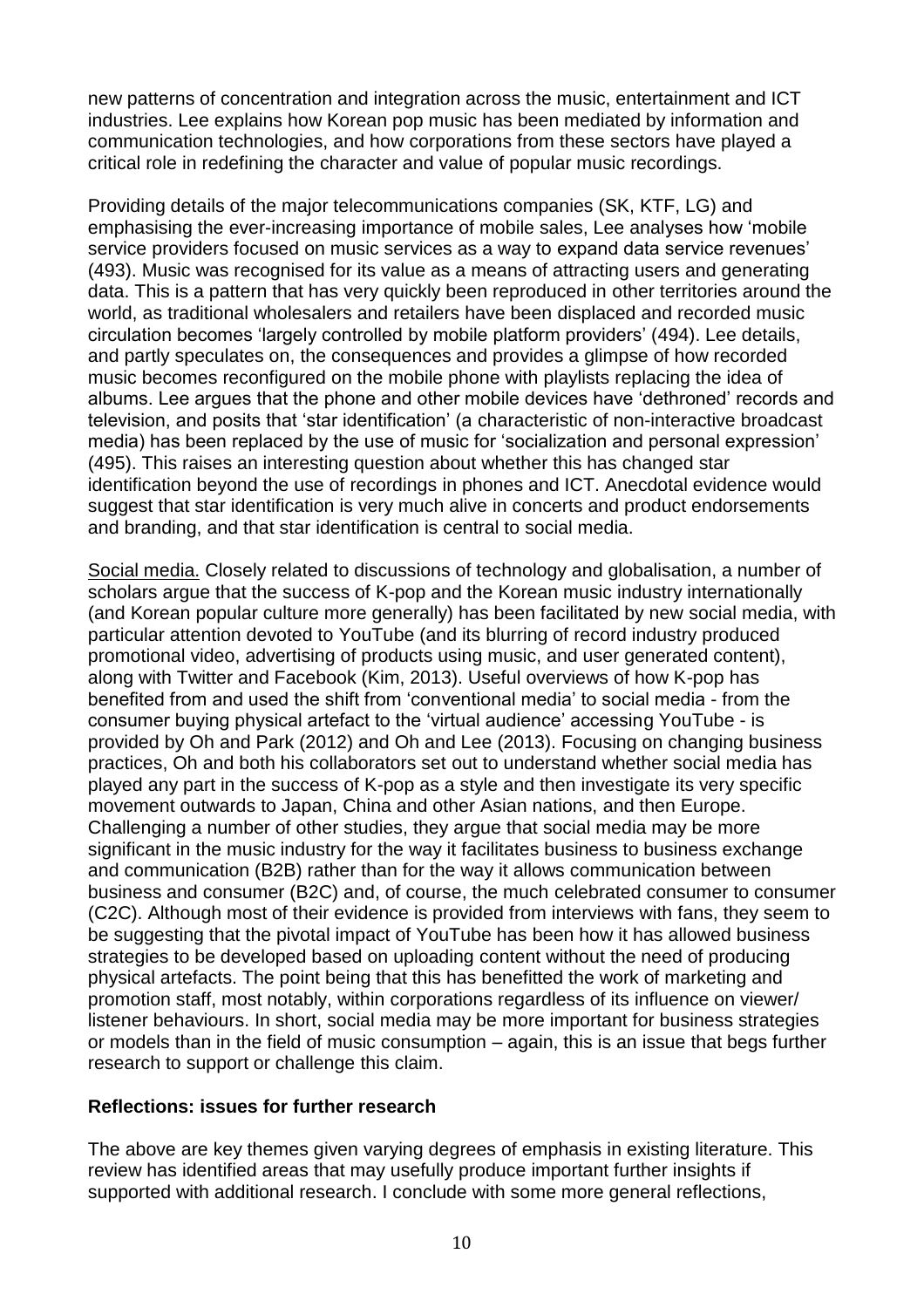new patterns of concentration and integration across the music, entertainment and ICT industries. Lee explains how Korean pop music has been mediated by information and communication technologies, and how corporations from these sectors have played a critical role in redefining the character and value of popular music recordings.

Providing details of the major telecommunications companies (SK, KTF, LG) and emphasising the ever-increasing importance of mobile sales, Lee analyses how 'mobile service providers focused on music services as a way to expand data service revenues' (493). Music was recognised for its value as a means of attracting users and generating data. This is a pattern that has very quickly been reproduced in other territories around the world, as traditional wholesalers and retailers have been displaced and recorded music circulation becomes 'largely controlled by mobile platform providers' (494). Lee details, and partly speculates on, the consequences and provides a glimpse of how recorded music becomes reconfigured on the mobile phone with playlists replacing the idea of albums. Lee argues that the phone and other mobile devices have 'dethroned' records and television, and posits that 'star identification' (a characteristic of non-interactive broadcast media) has been replaced by the use of music for 'socialization and personal expression' (495). This raises an interesting question about whether this has changed star identification beyond the use of recordings in phones and ICT. Anecdotal evidence would suggest that star identification is very much alive in concerts and product endorsements and branding, and that star identification is central to social media.

<u>Social media.</u> Closely related to discussions of technology and globalisation, a number of scholars argue that the success of K-pop and the Korean music industry internationally (and Korean popular culture more generally) has been facilitated by new social media, with particular attention devoted to YouTube (and its blurring of record industry produced promotional video, advertising of products using music, and user generated content), along with Twitter and Facebook (Kim, 2013). Useful overviews of how K-pop has benefited from and used the shift from 'conventional media' to social media - from the consumer buying physical artefact to the 'virtual audience' accessing YouTube - is provided by Oh and Park (2012) and Oh and Lee (2013). Focusing on changing business practices, Oh and both his collaborators set out to understand whether social media has played any part in the success of K-pop as a style and then investigate its very specific movement outwards to Japan, China and other Asian nations, and then Europe. Challenging a number of other studies, they argue that social media may be more significant in the music industry for the way it facilitates business to business exchange and communication (B2B) rather than for the way it allows communication between business and consumer (B2C) and, of course, the much celebrated consumer to consumer (C2C). Although most of their evidence is provided from interviews with fans, they seem to be suggesting that the pivotal impact of YouTube has been how it has allowed business strategies to be developed based on uploading content without the need of producing physical artefacts. The point being that this has benefitted the work of marketing and promotion staff, most notably, within corporations regardless of its influence on viewer/ listener behaviours. In short, social media may be more important for business strategies or models than in the field of music consumption – again, this is an issue that begs further research to support or challenge this claim.

**Reflections: issues for further research**

The above are key themes given varying degrees of emphasis in existing literature. This review has identified areas that may usefully produce important further insights if supported with additional research. I conclude with some more general reflections,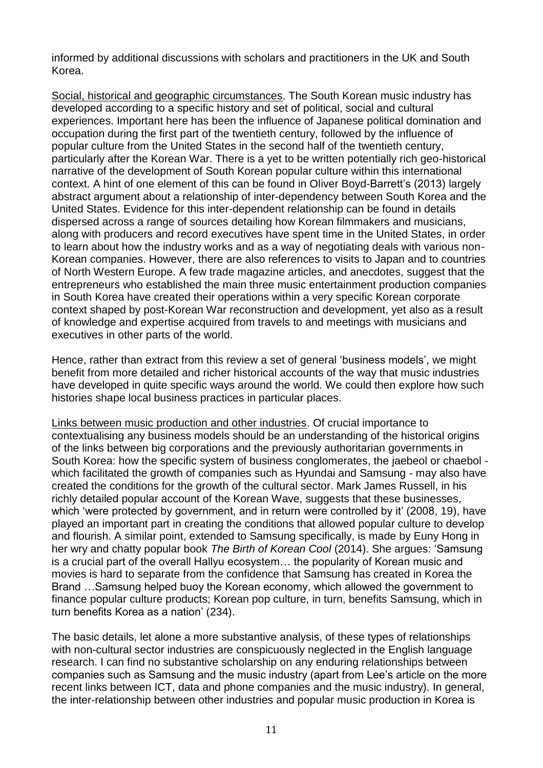informed by additional discussions with scholars and practitioners in the UK and South Korea.

Social, historical and geographic circumstances. The South Korean music industry has developed according to a specific history and set of political, social and cultural experiences. Important here has been the influence of Japanese political domination and occupation during the first part of the twentieth century, followed by the influence of popular culture from the United States in the second half of the twentieth century, particularly after the Korean War. There is a yet to be written potentially rich geo-historical narrative of the development of South Korean popular culture within this international context. A hint of one element of this can be found in Oliver Boyd-Barrett's (2013) largely abstract argument about a relationship of inter-dependency between South Korea and the United States. Evidence for this inter-dependent relationship can be found in details dispersed across a range of sources detailing how Korean filmmakers and musicians, along with producers and record executives have spent time in the United States, in order to learn about how the industry works and as a way of negotiating deals with various non-Korean companies. However, there are also references to visits to Japan and to countries of North Western Europe. A few trade magazine articles, and anecdotes, suggest that the entrepreneurs who established the main three music entertainment production companies in South Korea have created their operations within a very specific Korean corporate context shaped by post-Korean War reconstruction and development, yet also as a result of knowledge and expertise acquired from travels to and meetings with musicians and executives in other parts of the world.

Hence, rather than extract from this review a set of general 'business models', we might benefit from more detailed and richer historical accounts of the way that music industries have developed in quite specific ways around the world. We could then explore how such histories shape local business practices in particular places.

Links between music production and other industries. Of crucial importance to contextualising any business models should be an understanding of the historical origins of the links between big corporations and the previously authoritarian governments in South Korea: how the specific system of business conglomerates, the jaebeol or chaebol - which facilitated the growth of companies such as Hyundai and Samsung - may also have created the conditions for the growth of the cultural sector. Mark James Russell, in his richly detailed popular account of the Korean Wave, suggests that these businesses, which 'were protected by government, and in return were controlled by it' (2008, 19), have played an important part in creating the conditions that allowed popular culture to develop and flourish. A similar point, extended to Samsung specifically, is made by Euny Hong in her wry and chatty popular book *The Birth of Korean Cool* (2014). She argues: 'Samsung is a crucial part of the overall Hallyu ecosystem… the popularity of Korean music and movies is hard to separate from the confidence that Samsung has created in Korea the Brand …Samsung helped buoy the Korean economy, which allowed the government to finance popular culture products; Korean pop culture, in turn, benefits Samsung, which in turn benefits Korea as a nation' (234).

The basic details, let alone a more substantive analysis, of these types of relationships with non-cultural sector industries are conspicuously neglected in the English language research. I can find no substantive scholarship on any enduring relationships between companies such as Samsung and the music industry (apart from Lee's article on the more recent links between ICT, data and phone companies and the music industry). In general, the inter-relationship between other industries and popular music production in Korea is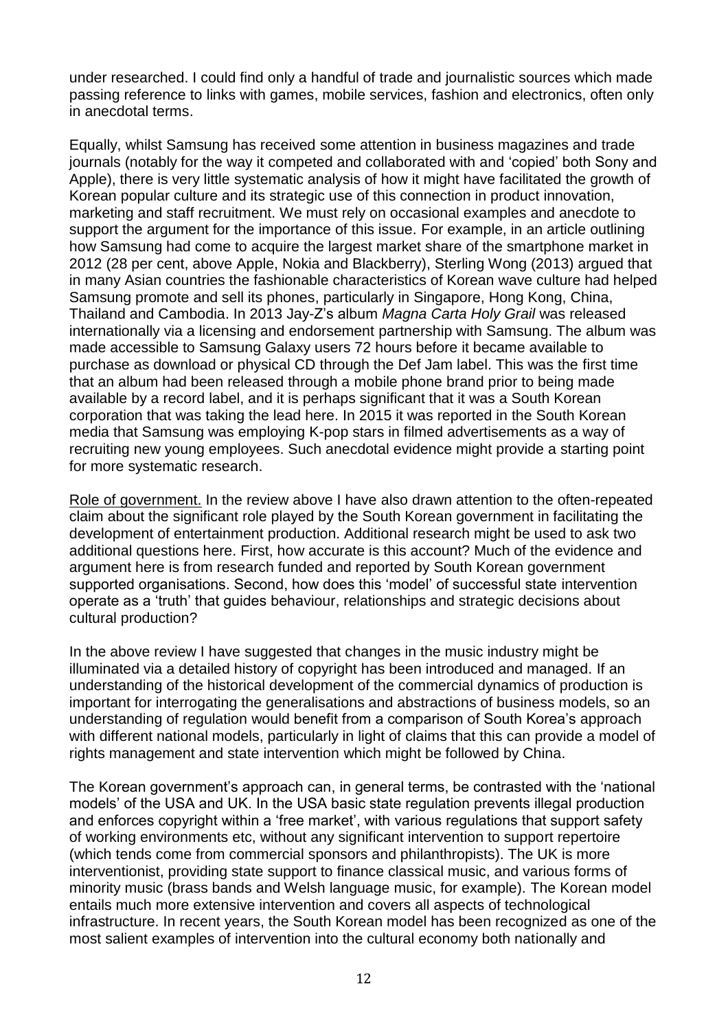under researched. I could find only a handful of trade and journalistic sources which made passing reference to links with games, mobile services, fashion and electronics, often only in anecdotal terms.

Equally, whilst Samsung has received some attention in business magazines and trade journals (notably for the way it competed and collaborated with and 'copied' both Sony and Apple), there is very little systematic analysis of how it might have facilitated the growth of Korean popular culture and its strategic use of this connection in product innovation, marketing and staff recruitment. We must rely on occasional examples and anecdote to support the argument for the importance of this issue. For example, in an article outlining how Samsung had come to acquire the largest market share of the smartphone market in 2012 (28 per cent, above Apple, Nokia and Blackberry), Sterling Wong (2013) argued that in many Asian countries the fashionable characteristics of Korean wave culture had helped Samsung promote and sell its phones, particularly in Singapore, Hong Kong, China, Thailand and Cambodia. In 2013 Jay-Z's album *Magna Carta Holy Grail* was released internationally via a licensing and endorsement partnership with Samsung. The album was made accessible to Samsung Galaxy users 72 hours before it became available to purchase as download or physical CD through the Def Jam label. This was the first time that an album had been released through a mobile phone brand prior to being made available by a record label, and it is perhaps significant that it was a South Korean corporation that was taking the lead here. In 2015 it was reported in the South Korean media that Samsung was employing K-pop stars in filmed advertisements as a way of recruiting new young employees. Such anecdotal evidence might provide a starting point for more systematic research.

<u>Role of government.</u> In the review above I have also drawn attention to the often-repeated claim about the significant role played by the South Korean government in facilitating the development of entertainment production. Additional research might be used to ask two additional questions here. First, how accurate is this account? Much of the evidence and argument here is from research funded and reported by South Korean government supported organisations. Second, how does this 'model' of successful state intervention operate as a 'truth' that guides behaviour, relationships and strategic decisions about cultural production?

In the above review I have suggested that changes in the music industry might be illuminated via a detailed history of copyright has been introduced and managed. If an understanding of the historical development of the commercial dynamics of production is important for interrogating the generalisations and abstractions of business models, so an understanding of regulation would benefit from a comparison of South Korea's approach with different national models, particularly in light of claims that this can provide a model of rights management and state intervention which might be followed by China.

The Korean government's approach can, in general terms, be contrasted with the 'national models' of the USA and UK. In the USA basic state regulation prevents illegal production and enforces copyright within a 'free market', with various regulations that support safety of working environments etc, without any significant intervention to support repertoire (which tends come from commercial sponsors and philanthropists). The UK is more interventionist, providing state support to finance classical music, and various forms of minority music (brass bands and Welsh language music, for example). The Korean model entails much more extensive intervention and covers all aspects of technological infrastructure. In recent years, the South Korean model has been recognized as one of the most salient examples of intervention into the cultural economy both nationally and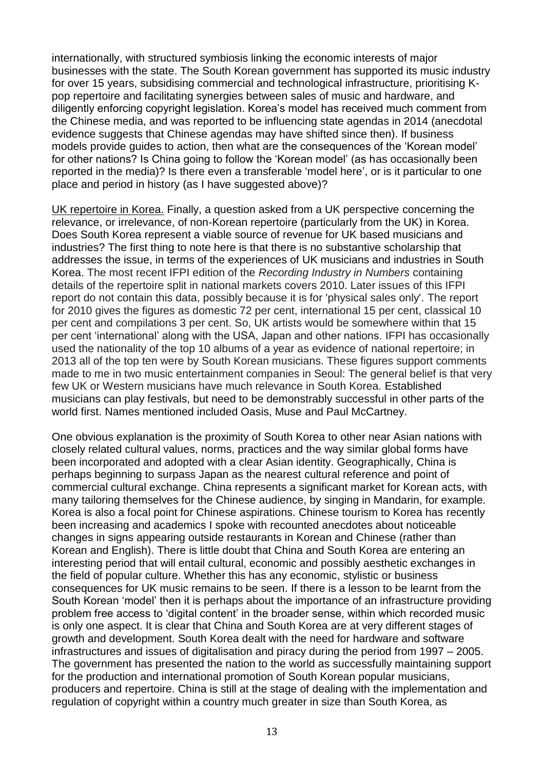internationally, with structured symbiosis linking the economic interests of major businesses with the state. The South Korean government has supported its music industry for over 15 years, subsidising commercial and technological infrastructure, prioritising K-pop repertoire and facilitating synergies between sales of music and hardware, and diligently enforcing copyright legislation. Korea's model has received much comment from the Chinese media, and was reported to be influencing state agendas in 2014 (anecdotal evidence suggests that Chinese agendas may have shifted since then). If business models provide guides to action, then what are the consequences of the 'Korean model' for other nations? Is China going to follow the 'Korean model' (as has occasionally been reported in the media)? Is there even a transferable 'model here', or is it particular to one place and period in history (as I have suggested above)?

UK repertoire in Korea. Finally, a question asked from a UK perspective concerning the relevance, or irrelevance, of non-Korean repertoire (particularly from the UK) in Korea. Does South Korea represent a viable source of revenue for UK based musicians and industries? The first thing to note here is that there is no substantive scholarship that addresses the issue, in terms of the experiences of UK musicians and industries in South Korea. The most recent IFPI edition of the *Recording Industry in Numbers* containing details of the repertoire split in national markets covers 2010. Later issues of this IFPI report do not contain this data, possibly because it is for 'physical sales only'. The report for 2010 gives the figures as domestic 72 per cent, international 15 per cent, classical 10 per cent and compilations 3 per cent. So, UK artists would be somewhere within that 15 per cent 'international' along with the USA, Japan and other nations. IFPI has occasionally used the nationality of the top 10 albums of a year as evidence of national repertoire; in 2013 all of the top ten were by South Korean musicians. These figures support comments made to me in two music entertainment companies in Seoul: The general belief is that very few UK or Western musicians have much relevance in South Korea. Established musicians can play festivals, but need to be demonstrably successful in other parts of the world first. Names mentioned included Oasis, Muse and Paul McCartney.

One obvious explanation is the proximity of South Korea to other near Asian nations with closely related cultural values, norms, practices and the way similar global forms have been incorporated and adopted with a clear Asian identity. Geographically, China is perhaps beginning to surpass Japan as the nearest cultural reference and point of commercial cultural exchange. China represents a significant market for Korean acts, with many tailoring themselves for the Chinese audience, by singing in Mandarin, for example. Korea is also a focal point for Chinese aspirations. Chinese tourism to Korea has recently been increasing and academics I spoke with recounted anecdotes about noticeable changes in signs appearing outside restaurants in Korean and Chinese (rather than Korean and English). There is little doubt that China and South Korea are entering an interesting period that will entail cultural, economic and possibly aesthetic exchanges in the field of popular culture. Whether this has any economic, stylistic or business consequences for UK music remains to be seen. If there is a lesson to be learnt from the South Korean 'model' then it is perhaps about the importance of an infrastructure providing problem free access to 'digital content' in the broader sense, within which recorded music is only one aspect. It is clear that China and South Korea are at very different stages of growth and development. South Korea dealt with the need for hardware and software infrastructures and issues of digitalisation and piracy during the period from 1997 – 2005. The government has presented the nation to the world as successfully maintaining support for the production and international promotion of South Korean popular musicians, producers and repertoire. China is still at the stage of dealing with the implementation and regulation of copyright within a country much greater in size than South Korea, as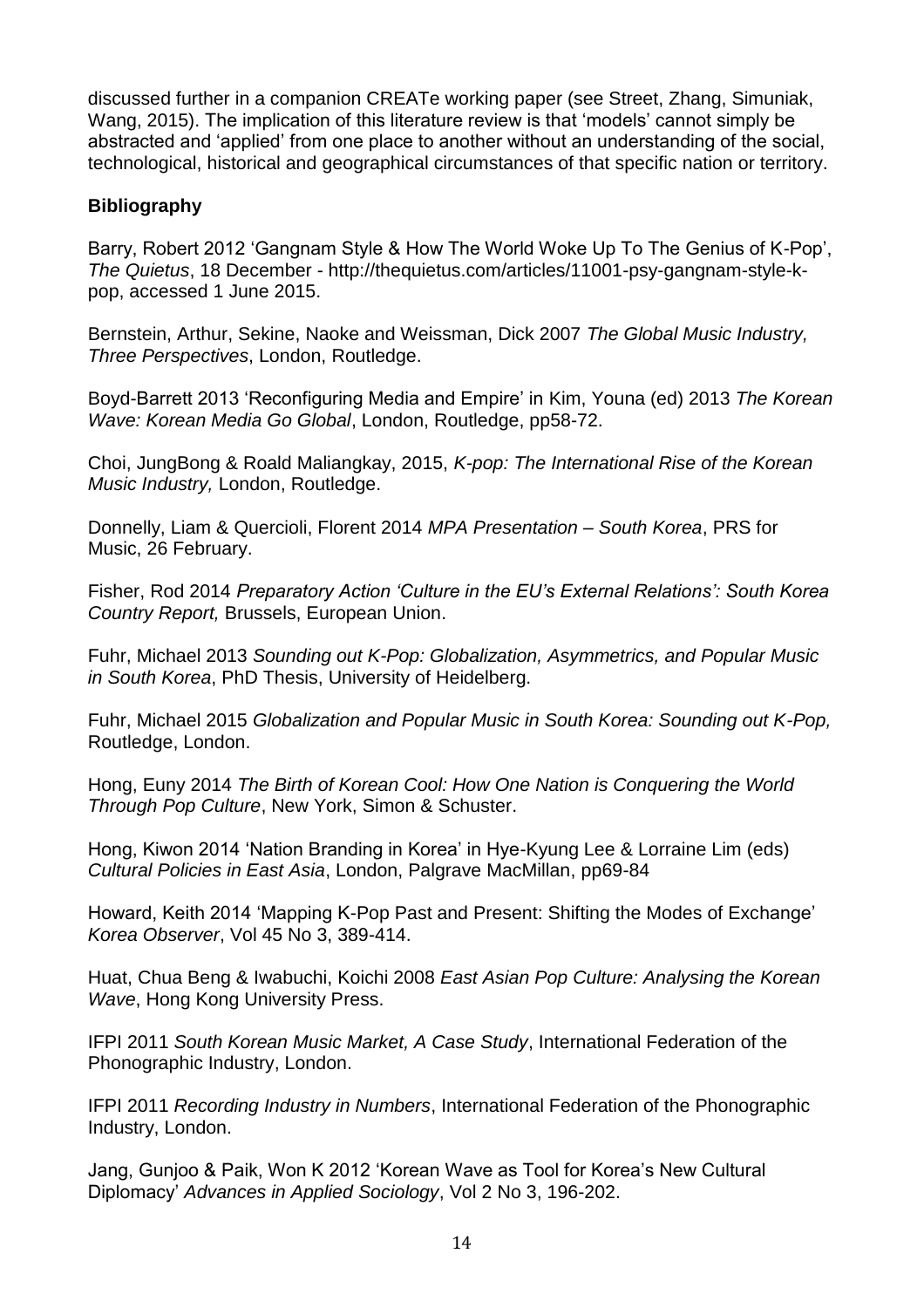discussed further in a companion CREATe working paper (see Street, Zhang, Simuniak, Wang, 2015). The implication of this literature review is that 'models' cannot simply be abstracted and 'applied' from one place to another without an understanding of the social, technological, historical and geographical circumstances of that specific nation or territory.

## Bibliography

Barry, Robert 2012 'Gangnam Style & How The World Woke Up To The Genius of K-Pop', *The Quietus*, 18 December - http://thequietus.com/articles/11001-psy-gangnam-style-k-pop, accessed 1 June 2015.

Bernstein, Arthur, Sekine, Naoke and Weissman, Dick 2007 *The Global Music Industry, Three Perspectives*, London, Routledge.

Boyd-Barrett 2013 'Reconfiguring Media and Empire' in Kim, Youna (ed) 2013 *The Korean Wave: Korean Media Go Global*, London, Routledge, pp58-72.

Choi, JungBong & Roald Maliangkay, 2015, *K-pop: The International Rise of the Korean Music Industry,* London, Routledge.

Donnelly, Liam & Quercioli, Florent 2014 *MPA Presentation – South Korea*, PRS for Music, 26 February.

Fisher, Rod 2014 *Preparatory Action 'Culture in the EU's External Relations': South Korea Country Report,* Brussels, European Union.

Fuhr, Michael 2013 *Sounding out K-Pop: Globalization, Asymmetrics, and Popular Music in South Korea*, PhD Thesis, University of Heidelberg.

Fuhr, Michael 2015 *Globalization and Popular Music in South Korea: Sounding out K-Pop,* Routledge, London.

Hong, Euny 2014 *The Birth of Korean Cool: How One Nation is Conquering the World Through Pop Culture*, New York, Simon & Schuster.

Hong, Kiwon 2014 'Nation Branding in Korea' in Hye-Kyung Lee & Lorraine Lim (eds) *Cultural Policies in East Asia*, London, Palgrave MacMillan, pp69-84

Howard, Keith 2014 'Mapping K-Pop Past and Present: Shifting the Modes of Exchange' *Korea Observer*, Vol 45 No 3, 389-414.

Huat, Chua Beng & Iwabuchi, Koichi 2008 *East Asian Pop Culture: Analysing the Korean Wave*, Hong Kong University Press.

IFPI 2011 *South Korean Music Market, A Case Study*, International Federation of the Phonographic Industry, London.

IFPI 2011 *Recording Industry in Numbers*, International Federation of the Phonographic Industry, London.

Jang, Gunjoo & Paik, Won K 2012 'Korean Wave as Tool for Korea's New Cultural Diplomacy' *Advances in Applied Sociology*, Vol 2 No 3, 196-202.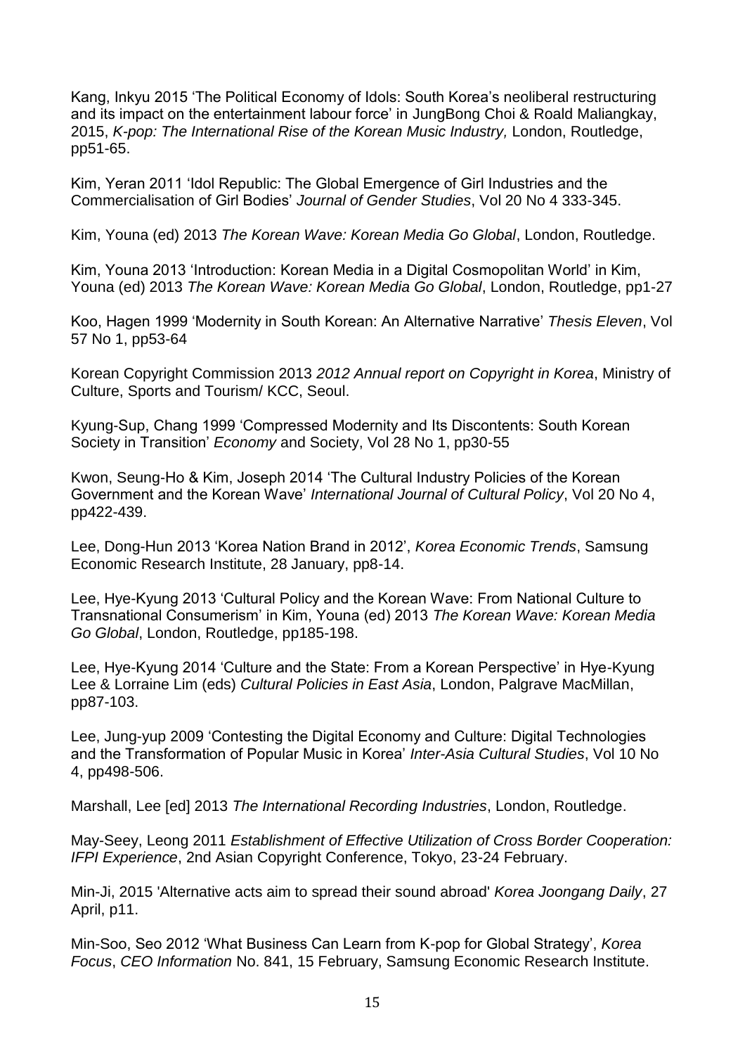Kang, Inkyu 2015 'The Political Economy of Idols: South Korea's neoliberal restructuring and its impact on the entertainment labour force' in JungBong Choi & Roald Maliangkay, 2015, *K-pop: The International Rise of the Korean Music Industry,* London, Routledge, pp51-65.

Kim, Yeran 2011 'Idol Republic: The Global Emergence of Girl Industries and the Commercialisation of Girl Bodies' *Journal of Gender Studies*, Vol 20 No 4 333-345.

Kim, Youna (ed) 2013 *The Korean Wave: Korean Media Go Global*, London, Routledge.

Kim, Youna 2013 'Introduction: Korean Media in a Digital Cosmopolitan World' in Kim, Youna (ed) 2013 *The Korean Wave: Korean Media Go Global*, London, Routledge, pp1-27

Koo, Hagen 1999 'Modernity in South Korean: An Alternative Narrative' *Thesis Eleven*, Vol 57 No 1, pp53-64

Korean Copyright Commission 2013 *2012 Annual report on Copyright in Korea*, Ministry of Culture, Sports and Tourism/ KCC, Seoul.

Kyung-Sup, Chang 1999 'Compressed Modernity and Its Discontents: South Korean Society in Transition' *Economy* and Society, Vol 28 No 1, pp30-55

Kwon, Seung-Ho & Kim, Joseph 2014 'The Cultural Industry Policies of the Korean Government and the Korean Wave' *International Journal of Cultural Policy*, Vol 20 No 4, pp422-439.

Lee, Dong-Hun 2013 'Korea Nation Brand in 2012', *Korea Economic Trends*, Samsung Economic Research Institute, 28 January, pp8-14.

Lee, Hye-Kyung 2013 'Cultural Policy and the Korean Wave: From National Culture to Transnational Consumerism' in Kim, Youna (ed) 2013 *The Korean Wave: Korean Media Go Global*, London, Routledge, pp185-198.

Lee, Hye-Kyung 2014 'Culture and the State: From a Korean Perspective' in Hye-Kyung Lee & Lorraine Lim (eds) *Cultural Policies in East Asia*, London, Palgrave MacMillan, pp87-103.

Lee, Jung-yup 2009 'Contesting the Digital Economy and Culture: Digital Technologies and the Transformation of Popular Music in Korea' *Inter-Asia Cultural Studies*, Vol 10 No 4, pp498-506.

Marshall, Lee [ed] 2013 *The International Recording Industries*, London, Routledge.

May-Seey, Leong 2011 *Establishment of Effective Utilization of Cross Border Cooperation: IFPI Experience*, 2nd Asian Copyright Conference, Tokyo, 23-24 February.

Min-Ji, 2015 'Alternative acts aim to spread their sound abroad' *Korea Joongang Daily*, 27 April, p11.

Min-Soo, Seo 2012 'What Business Can Learn from K-pop for Global Strategy', *Korea Focus*, *CEO Information* No. 841, 15 February, Samsung Economic Research Institute.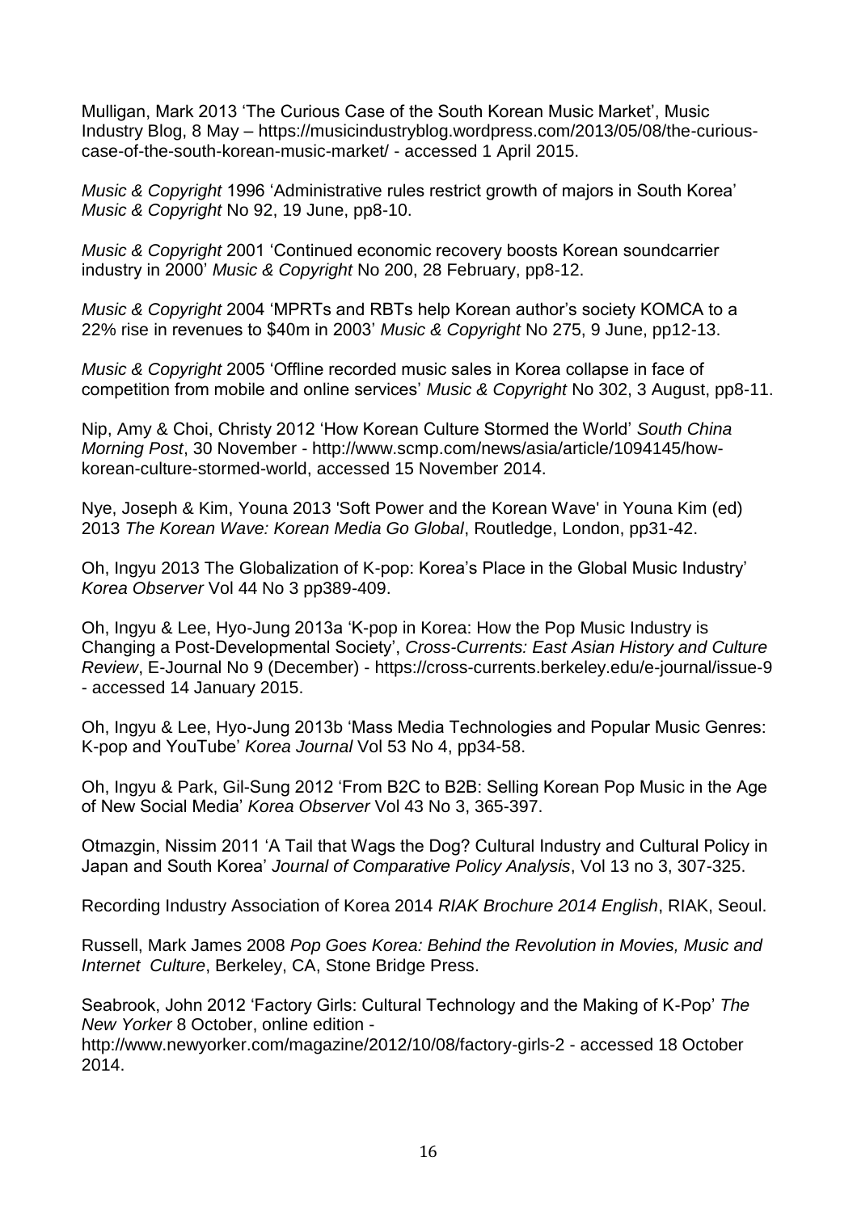Mulligan, Mark 2013 ‘The Curious Case of the South Korean Music Market’, Music Industry Blog, 8 May – https://musicindustryblog.wordpress.com/2013/05/08/the-curious-case-of-the-south-korean-music-market/ - accessed 1 April 2015.

*Music & Copyright* 1996 ‘Administrative rules restrict growth of majors in South Korea’ *Music & Copyright* No 92, 19 June, pp8-10.

*Music & Copyright* 2001 ‘Continued economic recovery boosts Korean soundcarrier industry in 2000’ *Music & Copyright* No 200, 28 February, pp8-12.

*Music & Copyright* 2004 ‘MPRTs and RBTs help Korean author’s society KOMCA to a 22% rise in revenues to $40m in 2003’ *Music & Copyright* No 275, 9 June, pp12-13.

*Music & Copyright* 2005 ‘Offline recorded music sales in Korea collapse in face of competition from mobile and online services’ *Music & Copyright* No 302, 3 August, pp8-11.

Nip, Amy & Choi, Christy 2012 ‘How Korean Culture Stormed the World’ *South China Morning Post*, 30 November - http://www.scmp.com/news/asia/article/1094145/how-korean-culture-stormed-world, accessed 15 November 2014.

Nye, Joseph & Kim, Youna 2013 'Soft Power and the Korean Wave' in Youna Kim (ed) 2013 *The Korean Wave: Korean Media Go Global*, Routledge, London, pp31-42.

Oh, Ingyu 2013 The Globalization of K-pop: Korea’s Place in the Global Music Industry’ *Korea Observer* Vol 44 No 3 pp389-409.

Oh, Ingyu & Lee, Hyo-Jung 2013a ‘K-pop in Korea: How the Pop Music Industry is Changing a Post-Developmental Society’, *Cross-Currents: East Asian History and Culture Review*, E-Journal No 9 (December) - https://cross-currents.berkeley.edu/e-journal/issue-9 - accessed 14 January 2015.

Oh, Ingyu & Lee, Hyo-Jung 2013b ‘Mass Media Technologies and Popular Music Genres: K-pop and YouTube’ *Korea Journal* Vol 53 No 4, pp34-58.

Oh, Ingyu & Park, Gil-Sung 2012 ‘From B2C to B2B: Selling Korean Pop Music in the Age of New Social Media’ *Korea Observer* Vol 43 No 3, 365-397.

Otmazgin, Nissim 2011 ‘A Tail that Wags the Dog? Cultural Industry and Cultural Policy in Japan and South Korea’ *Journal of Comparative Policy Analysis*, Vol 13 no 3, 307-325.

Recording Industry Association of Korea 2014 *RIAK Brochure 2014 English*, RIAK, Seoul.

Russell, Mark James 2008 *Pop Goes Korea: Behind the Revolution in Movies, Music and Internet Culture*, Berkeley, CA, Stone Bridge Press.

Seabrook, John 2012 ‘Factory Girls: Cultural Technology and the Making of K-Pop’ *The New Yorker* 8 October, online edition - http://www.newyorker.com/magazine/2012/10/08/factory-girls-2 - accessed 18 October 2014.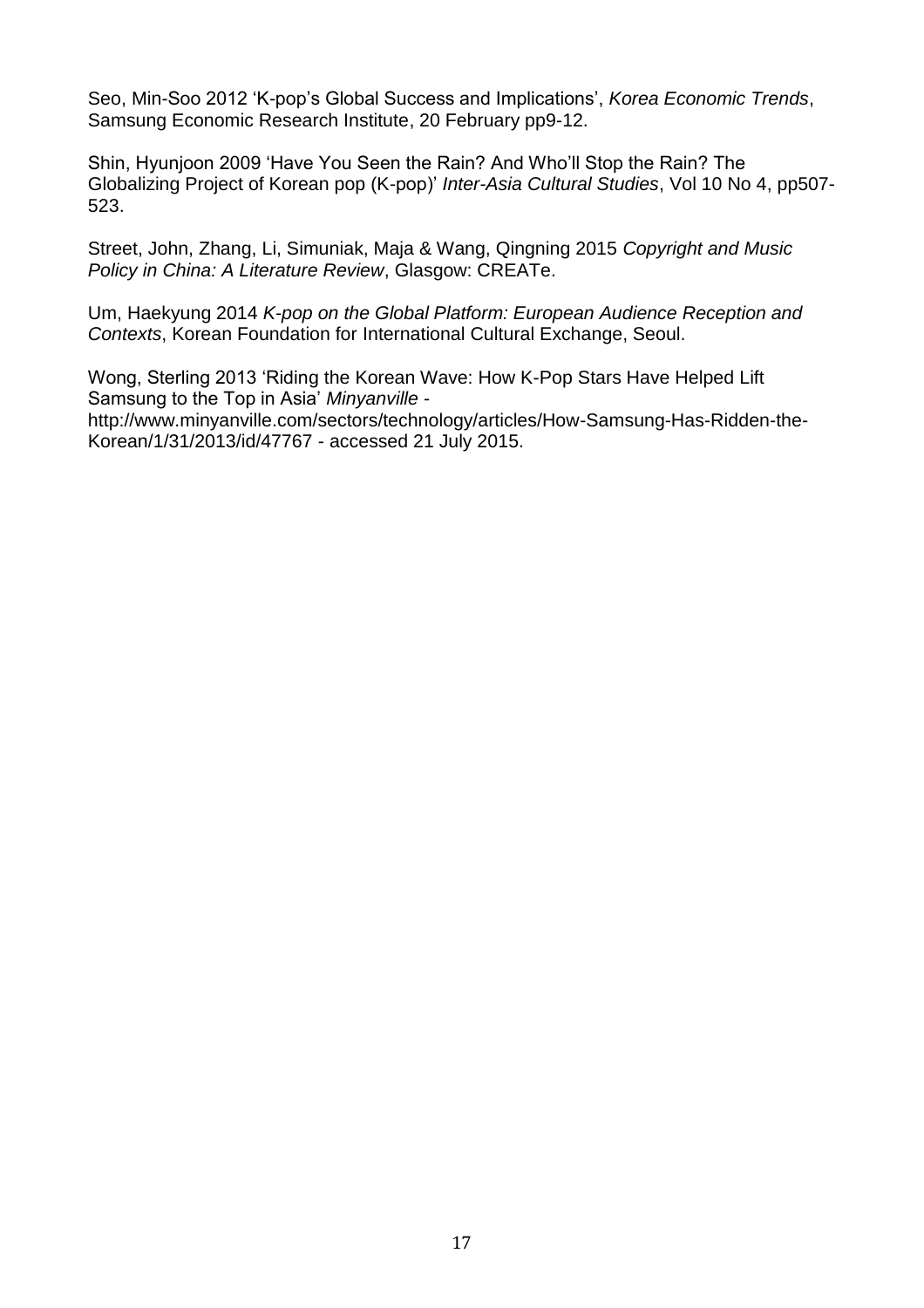Seo, Min-Soo 2012 'K-pop's Global Success and Implications', *Korea Economic Trends*, Samsung Economic Research Institute, 20 February pp9-12.

Shin, Hyunjoon 2009 'Have You Seen the Rain? And Who'll Stop the Rain? The Globalizing Project of Korean pop (K-pop)' *Inter-Asia Cultural Studies*, Vol 10 No 4, pp507-523.

Street, John, Zhang, Li, Simuniak, Maja & Wang, Qingning 2015 *Copyright and Music Policy in China: A Literature Review*, Glasgow: CREATe.

Um, Haekyung 2014 *K-pop on the Global Platform: European Audience Reception and Contexts*, Korean Foundation for International Cultural Exchange, Seoul.

Wong, Sterling 2013 'Riding the Korean Wave: How K-Pop Stars Have Helped Lift Samsung to the Top in Asia' *Minyanville* - http://www.minyanville.com/sectors/technology/articles/How-Samsung-Has-Ridden-the-Korean/1/31/2013/id/47767 - accessed 21 July 2015.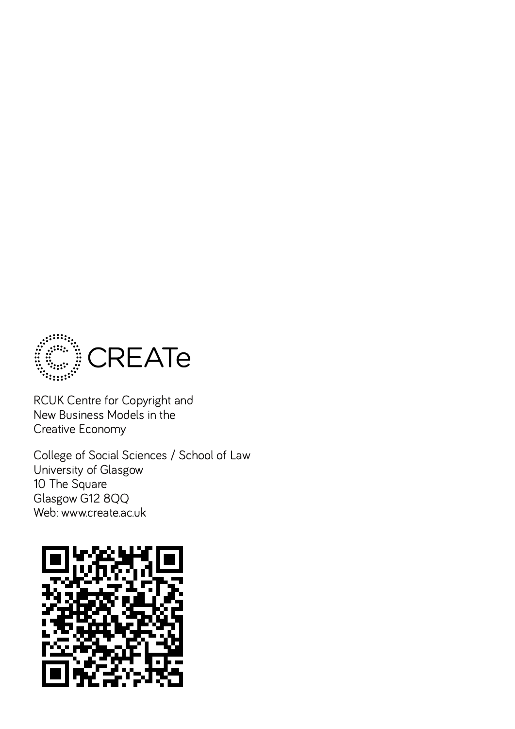CREATe

RCUK Centre for Copyright and
New Business Models in the
Creative Economy

College of Social Sciences / School of Law
University of Glasgow
10 The Square
Glasgow G12 8QQ
Web: www.create.ac.uk